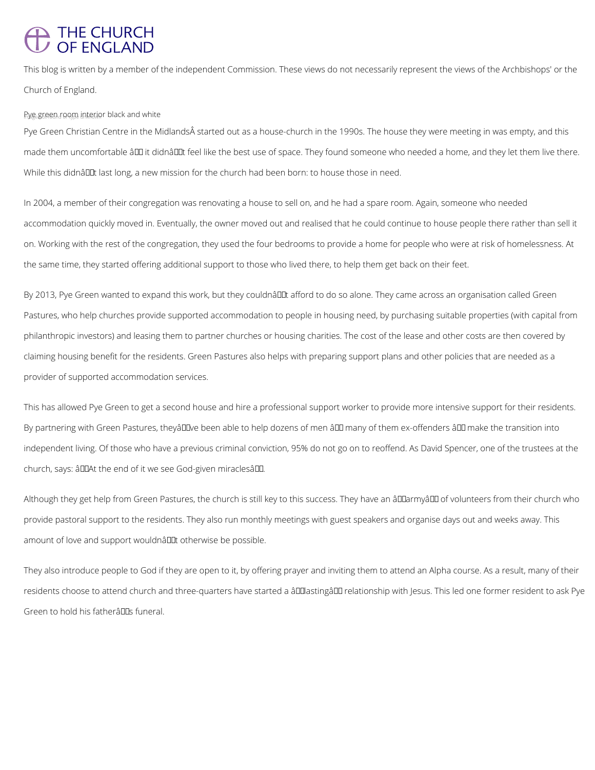# THE CHURCH OF ENGLAND

This blog is written by a member of the independent Commission. These views do not necessarily represent the views of the Archbishops' or the Church of England.

Pye green room interior black and white

Pye Green Christian Centre in the MidlandsÂ started out as a house-church in the 1990s. The house they were meeting in was empty, and this made them uncomfortable â it didnât feel like the best use of space. They found someone who needed a home, and they let them live there. While this didnât last long, a new mission for the church had been born: to house those in need.

In 2004, a member of their congregation was renovating a house to sell on, and he had a spare room. Again, someone who needed accommodation quickly moved in. Eventually, the owner moved out and realised that he could continue to house people there rather than sell it on. Working with the rest of the congregation, they used the four bedrooms to provide a home for people who were at risk of homelessness. At the same time, they started offering additional support to those who lived there, to help them get back on their feet.

By 2013, Pye Green wanted to expand this work, but they couldnât afford to do so alone. They came across an organisation called Green Pastures, who help churches provide supported accommodation to people in housing need, by purchasing suitable properties (with capital from philanthropic investors) and leasing them to partner churches or housing charities. The cost of the lease and other costs are then covered by claiming housing benefit for the residents. Green Pastures also helps with preparing support plans and other policies that are needed as a provider of supported accommodation services.

This has allowed Pye Green to get a second house and hire a professional support worker to provide more intensive support for their residents. By partnering with Green Pastures, theyâve been able to help dozens of men â many of them ex-offenders â make the transition into independent living. Of those who have a previous criminal conviction, 95% do not go on to reoffend. As David Spencer, one of the trustees at the church, says: âAt the end of it we see God-given miraclesâ.

Although they get help from Green Pastures, the church is still key to this success. They have an âarmyâ of volunteers from their church who provide pastoral support to the residents. They also run monthly meetings with guest speakers and organise days out and weeks away. This amount of love and support wouldnât otherwise be possible.

They also introduce people to God if they are open to it, by offering prayer and inviting them to attend an Alpha course. As a result, many of their residents choose to attend church and three-quarters have started a âlastingâ relationship with Jesus. This led one former resident to ask Pye Green to hold his fatherâs funeral.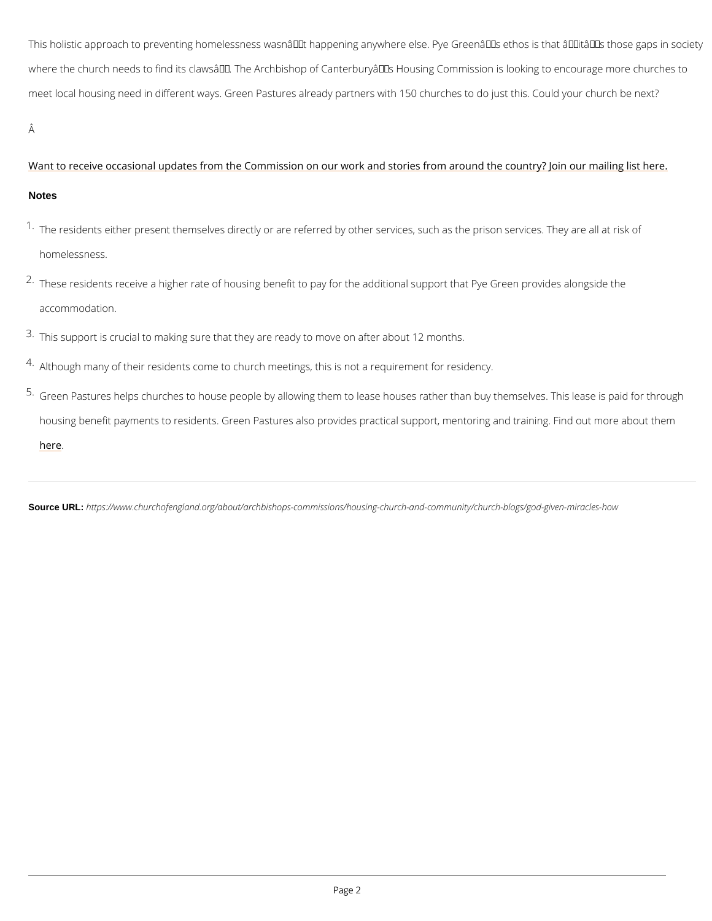This holistic approach to preventing homelessness wasnâ€™t happening anywhere else. Pye Greenâ€™s ethos is that â€˜itâ€™s those gaps in society where the church needs to find its clawsâ€™. The Archbishop of Canterburyâ€™s Housing Commission is looking to encourage more churches to meet local housing need in different ways. Green Pastures already partners with 150 churches to do just this. Could your church be next?

Â

Want to receive occasional updates from the Commission on our work and stories from around the country? Join our mailing list here.

**Notes**

1. The residents either present themselves directly or are referred by other services, such as the prison services. They are all at risk of homelessness.
2. These residents receive a higher rate of housing benefit to pay for the additional support that Pye Green provides alongside the accommodation.
3. This support is crucial to making sure that they are ready to move on after about 12 months.
4. Although many of their residents come to church meetings, this is not a requirement for residency.
5. Green Pastures helps churches to house people by allowing them to lease houses rather than buy themselves. This lease is paid for through housing benefit payments to residents. Green Pastures also provides practical support, mentoring and training. Find out more about them here.

**Source URL:** *https://www.churchofengland.org/about/archbishops-commissions/housing-church-and-community/church-blogs/god-given-miracles-how*